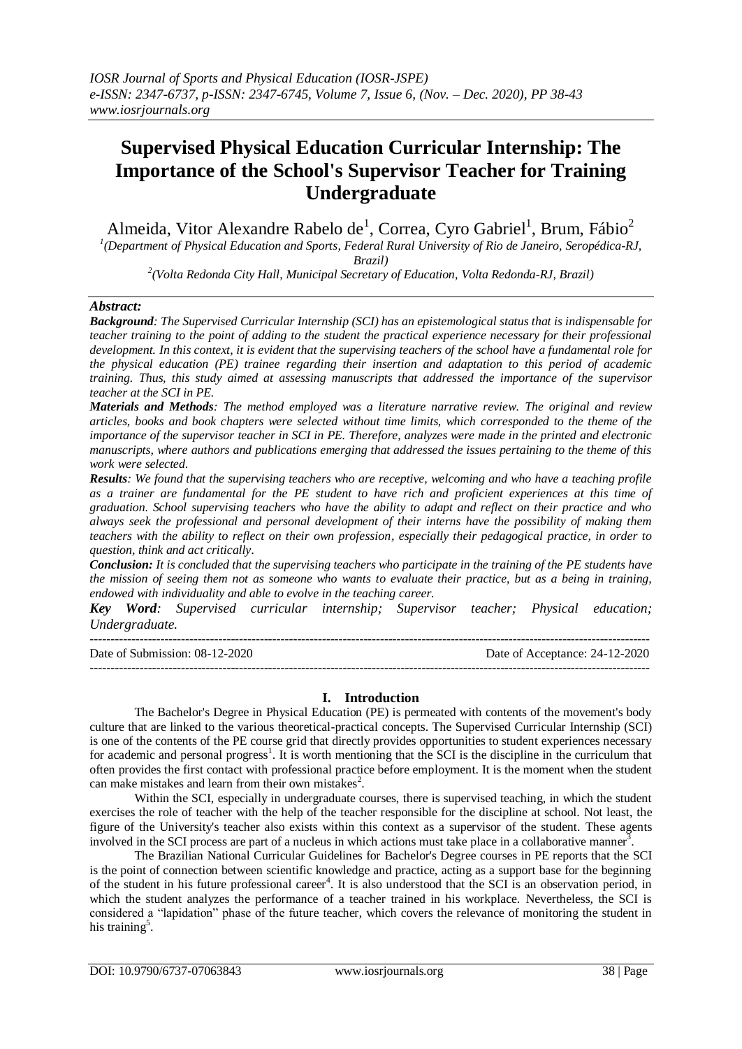# Supervised Physical Education Curricular Internship: The Importance of the School's Supervisor Teacher for Training Undergraduate

Almeida, Vitor Alexandre Rabelo de[1], Correa, Cyro Gabriel[1], Brum, Fábio[2]

[1](Department of Physical Education and Sports, Federal Rural University of Rio de Janeiro, Seropédica-RJ, Brazil)

[2](Volta Redonda City Hall, Municipal Secretary of Education, Volta Redonda-RJ, Brazil)

***Abstract:***

***Background**: The Supervised Curricular Internship (SCI) has an epistemological status that is indispensable for teacher training to the point of adding to the student the practical experience necessary for their professional development. In this context, it is evident that the supervising teachers of the school have a fundamental role for the physical education (PE) trainee regarding their insertion and adaptation to this period of academic training. Thus, this study aimed at assessing manuscripts that addressed the importance of the supervisor teacher at the SCI in PE.*

***Materials and Methods**: The method employed was a literature narrative review. The original and review articles, books and book chapters were selected without time limits, which corresponded to the theme of the importance of the supervisor teacher in SCI in PE. Therefore, analyzes were made in the printed and electronic manuscripts, where authors and publications emerging that addressed the issues pertaining to the theme of this work were selected.*

***Results**: We found that the supervising teachers who are receptive, welcoming and who have a teaching profile as a trainer are fundamental for the PE student to have rich and proficient experiences at this time of graduation. School supervising teachers who have the ability to adapt and reflect on their practice and who always seek the professional and personal development of their interns have the possibility of making them teachers with the ability to reflect on their own profession, especially their pedagogical practice, in order to question, think and act critically.*

***Conclusion:** It is concluded that the supervising teachers who participate in the training of the PE students have the mission of seeing them not as someone who wants to evaluate their practice, but as a being in training, endowed with individuality and able to evolve in the teaching career.*

***Key Word**: Supervised curricular internship; Supervisor teacher; Physical education; Undergraduate.*

---

Date of Submission: 08-12-2020 | Date of Acceptance: 24-12-2020

---

## I. Introduction

The Bachelor's Degree in Physical Education (PE) is permeated with contents of the movement's body culture that are linked to the various theoretical-practical concepts. The Supervised Curricular Internship (SCI) is one of the contents of the PE course grid that directly provides opportunities to student experiences necessary for academic and personal progress[1]. It is worth mentioning that the SCI is the discipline in the curriculum that often provides the first contact with professional practice before employment. It is the moment when the student can make mistakes and learn from their own mistakes[2].

Within the SCI, especially in undergraduate courses, there is supervised teaching, in which the student exercises the role of teacher with the help of the teacher responsible for the discipline at school. Not least, the figure of the University's teacher also exists within this context as a supervisor of the student. These agents involved in the SCI process are part of a nucleus in which actions must take place in a collaborative manner[3].

The Brazilian National Curricular Guidelines for Bachelor's Degree courses in PE reports that the SCI is the point of connection between scientific knowledge and practice, acting as a support base for the beginning of the student in his future professional career[4]. It is also understood that the SCI is an observation period, in which the student analyzes the performance of a teacher trained in his workplace. Nevertheless, the SCI is considered a "lapidation" phase of the future teacher, which covers the relevance of monitoring the student in his training[5].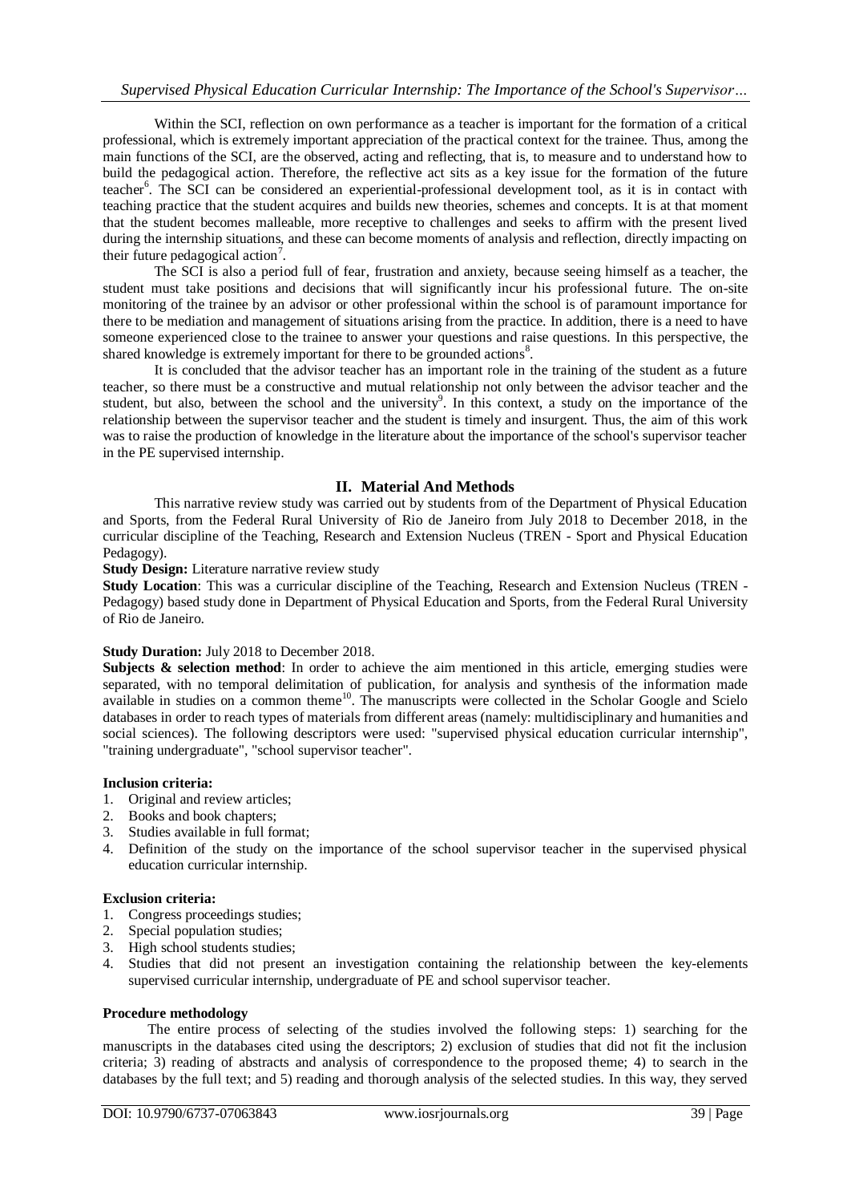Within the SCI, reflection on own performance as a teacher is important for the formation of a critical professional, which is extremely important appreciation of the practical context for the trainee. Thus, among the main functions of the SCI, are the observed, acting and reflecting, that is, to measure and to understand how to build the pedagogical action. Therefore, the reflective act sits as a key issue for the formation of the future teacher[6]. The SCI can be considered an experiential-professional development tool, as it is in contact with teaching practice that the student acquires and builds new theories, schemes and concepts. It is at that moment that the student becomes malleable, more receptive to challenges and seeks to affirm with the present lived during the internship situations, and these can become moments of analysis and reflection, directly impacting on their future pedagogical action[7].

The SCI is also a period full of fear, frustration and anxiety, because seeing himself as a teacher, the student must take positions and decisions that will significantly incur his professional future. The on-site monitoring of the trainee by an advisor or other professional within the school is of paramount importance for there to be mediation and management of situations arising from the practice. In addition, there is a need to have someone experienced close to the trainee to answer your questions and raise questions. In this perspective, the shared knowledge is extremely important for there to be grounded actions[8].

It is concluded that the advisor teacher has an important role in the training of the student as a future teacher, so there must be a constructive and mutual relationship not only between the advisor teacher and the student, but also, between the school and the university[9]. In this context, a study on the importance of the relationship between the supervisor teacher and the student is timely and insurgent. Thus, the aim of this work was to raise the production of knowledge in the literature about the importance of the school's supervisor teacher in the PE supervised internship.

## II. Material And Methods

This narrative review study was carried out by students from of the Department of Physical Education and Sports, from the Federal Rural University of Rio de Janeiro from July 2018 to December 2018, in the curricular discipline of the Teaching, Research and Extension Nucleus (TREN - Sport and Physical Education Pedagogy).

**Study Design:** Literature narrative review study

**Study Location**: This was a curricular discipline of the Teaching, Research and Extension Nucleus (TREN - Pedagogy) based study done in Department of Physical Education and Sports, from the Federal Rural University of Rio de Janeiro.

**Study Duration:** July 2018 to December 2018.

**Subjects & selection method**: In order to achieve the aim mentioned in this article, emerging studies were separated, with no temporal delimitation of publication, for analysis and synthesis of the information made available in studies on a common theme[10]. The manuscripts were collected in the Scholar Google and Scielo databases in order to reach types of materials from different areas (namely: multidisciplinary and humanities and social sciences). The following descriptors were used: "supervised physical education curricular internship", "training undergraduate", "school supervisor teacher".

**Inclusion criteria:**

1. Original and review articles;
2. Books and book chapters;
3. Studies available in full format;
4. Definition of the study on the importance of the school supervisor teacher in the supervised physical education curricular internship.

**Exclusion criteria:**

1. Congress proceedings studies;
2. Special population studies;
3. High school students studies;
4. Studies that did not present an investigation containing the relationship between the key-elements supervised curricular internship, undergraduate of PE and school supervisor teacher.

**Procedure methodology**

The entire process of selecting of the studies involved the following steps: 1) searching for the manuscripts in the databases cited using the descriptors; 2) exclusion of studies that did not fit the inclusion criteria; 3) reading of abstracts and analysis of correspondence to the proposed theme; 4) to search in the databases by the full text; and 5) reading and thorough analysis of the selected studies. In this way, they served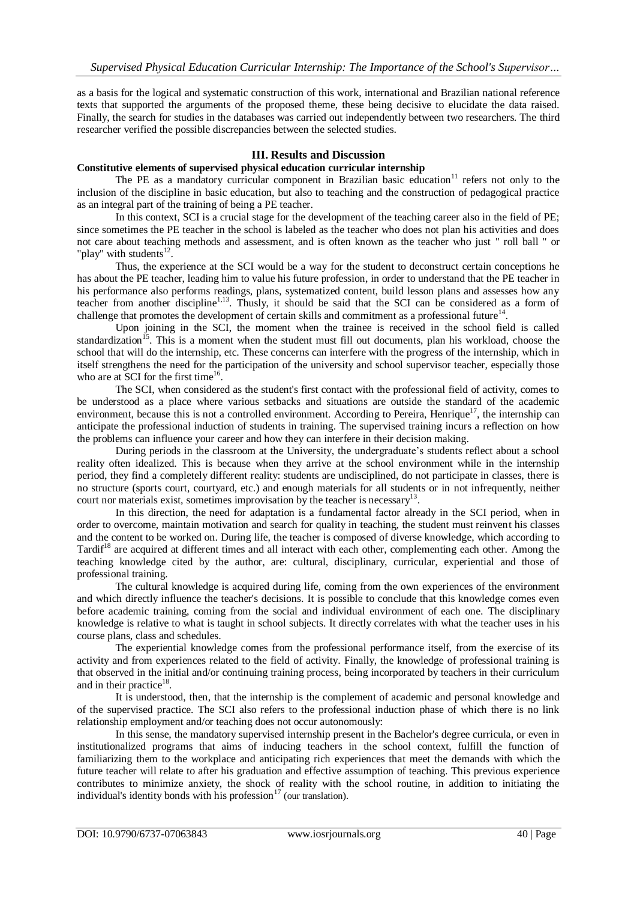as a basis for the logical and systematic construction of this work, international and Brazilian national reference texts that supported the arguments of the proposed theme, these being decisive to elucidate the data raised. Finally, the search for studies in the databases was carried out independently between two researchers. The third researcher verified the possible discrepancies between the selected studies.

## III. Results and Discussion

### Constitutive elements of supervised physical education curricular internship

The PE as a mandatory curricular component in Brazilian basic education[11] refers not only to the inclusion of the discipline in basic education, but also to teaching and the construction of pedagogical practice as an integral part of the training of being a PE teacher.

In this context, SCI is a crucial stage for the development of the teaching career also in the field of PE; since sometimes the PE teacher in the school is labeled as the teacher who does not plan his activities and does not care about teaching methods and assessment, and is often known as the teacher who just " roll ball " or "play" with students[12].

Thus, the experience at the SCI would be a way for the student to deconstruct certain conceptions he has about the PE teacher, leading him to value his future profession, in order to understand that the PE teacher in his performance also performs readings, plans, systematized content, build lesson plans and assesses how any teacher from another discipline[1,13]. Thusly, it should be said that the SCI can be considered as a form of challenge that promotes the development of certain skills and commitment as a professional future[14].

Upon joining in the SCI, the moment when the trainee is received in the school field is called standardization[15]. This is a moment when the student must fill out documents, plan his workload, choose the school that will do the internship, etc. These concerns can interfere with the progress of the internship, which in itself strengthens the need for the participation of the university and school supervisor teacher, especially those who are at SCI for the first time[16].

The SCI, when considered as the student's first contact with the professional field of activity, comes to be understood as a place where various setbacks and situations are outside the standard of the academic environment, because this is not a controlled environment. According to Pereira, Henrique[17], the internship can anticipate the professional induction of students in training. The supervised training incurs a reflection on how the problems can influence your career and how they can interfere in their decision making.

During periods in the classroom at the University, the undergraduate's students reflect about a school reality often idealized. This is because when they arrive at the school environment while in the internship period, they find a completely different reality: students are undisciplined, do not participate in classes, there is no structure (sports court, courtyard, etc.) and enough materials for all students or in not infrequently, neither court nor materials exist, sometimes improvisation by the teacher is necessary[13].

In this direction, the need for adaptation is a fundamental factor already in the SCI period, when in order to overcome, maintain motivation and search for quality in teaching, the student must reinvent his classes and the content to be worked on. During life, the teacher is composed of diverse knowledge, which according to Tardif[18] are acquired at different times and all interact with each other, complementing each other. Among the teaching knowledge cited by the author, are: cultural, disciplinary, curricular, experiential and those of professional training.

The cultural knowledge is acquired during life, coming from the own experiences of the environment and which directly influence the teacher's decisions. It is possible to conclude that this knowledge comes even before academic training, coming from the social and individual environment of each one. The disciplinary knowledge is relative to what is taught in school subjects. It directly correlates with what the teacher uses in his course plans, class and schedules.

The experiential knowledge comes from the professional performance itself, from the exercise of its activity and from experiences related to the field of activity. Finally, the knowledge of professional training is that observed in the initial and/or continuing training process, being incorporated by teachers in their curriculum and in their practice[18].

It is understood, then, that the internship is the complement of academic and personal knowledge and of the supervised practice. The SCI also refers to the professional induction phase of which there is no link relationship employment and/or teaching does not occur autonomously:

In this sense, the mandatory supervised internship present in the Bachelor's degree curricula, or even in institutionalized programs that aims of inducing teachers in the school context, fulfill the function of familiarizing them to the workplace and anticipating rich experiences that meet the demands with which the future teacher will relate to after his graduation and effective assumption of teaching. This previous experience contributes to minimize anxiety, the shock of reality with the school routine, in addition to initiating the individual's identity bonds with his profession[17] (our translation).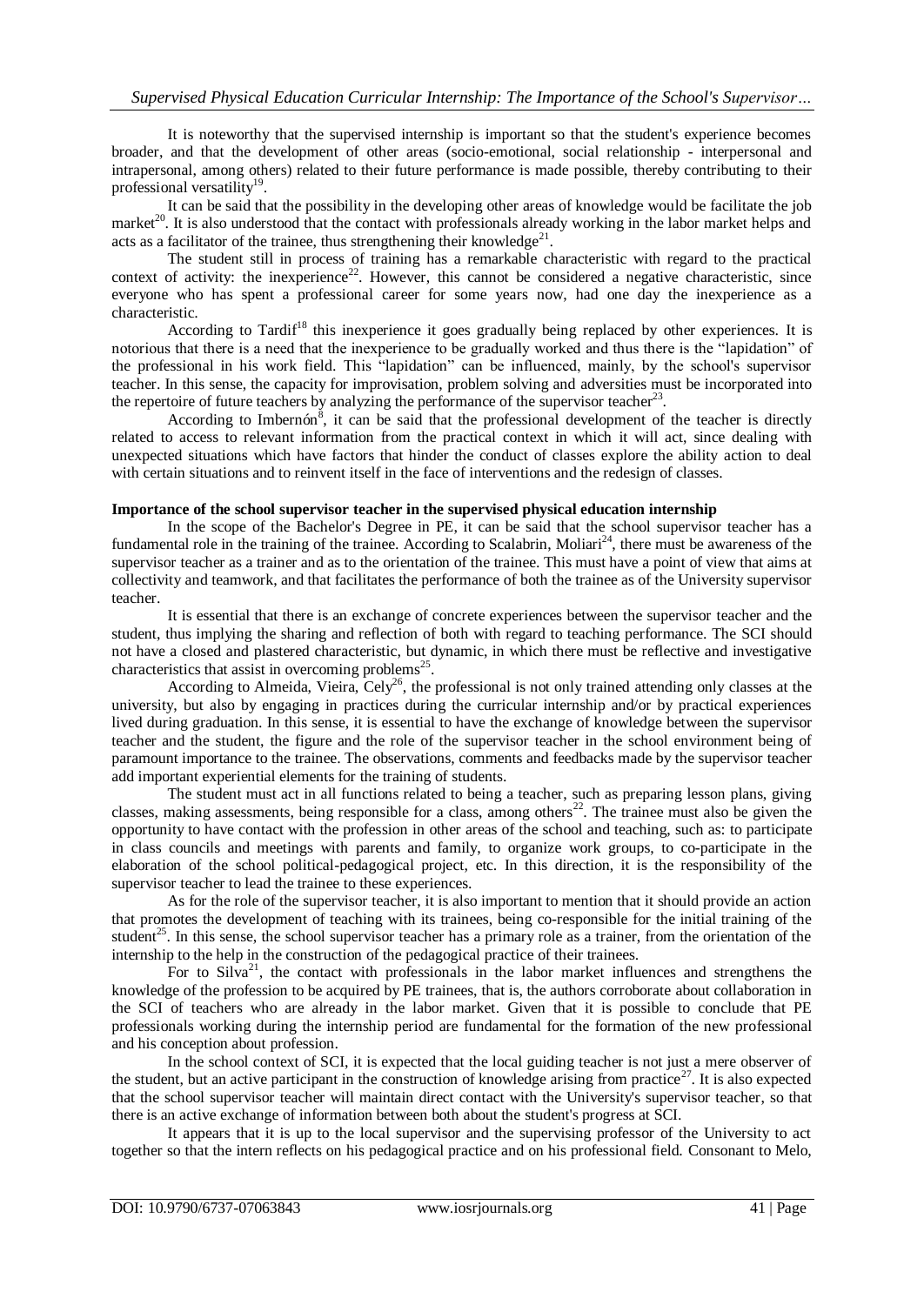It is noteworthy that the supervised internship is important so that the student's experience becomes broader, and that the development of other areas (socio-emotional, social relationship - interpersonal and intrapersonal, among others) related to their future performance is made possible, thereby contributing to their professional versatility[19].

It can be said that the possibility in the developing other areas of knowledge would be facilitate the job market[20]. It is also understood that the contact with professionals already working in the labor market helps and acts as a facilitator of the trainee, thus strengthening their knowledge[21].

The student still in process of training has a remarkable characteristic with regard to the practical context of activity: the inexperience[22]. However, this cannot be considered a negative characteristic, since everyone who has spent a professional career for some years now, had one day the inexperience as a characteristic.

According to Tardif[18] this inexperience it goes gradually being replaced by other experiences. It is notorious that there is a need that the inexperience to be gradually worked and thus there is the "lapidation" of the professional in his work field. This "lapidation" can be influenced, mainly, by the school's supervisor teacher. In this sense, the capacity for improvisation, problem solving and adversities must be incorporated into the repertoire of future teachers by analyzing the performance of the supervisor teacher[23].

According to Imbernón[8], it can be said that the professional development of the teacher is directly related to access to relevant information from the practical context in which it will act, since dealing with unexpected situations which have factors that hinder the conduct of classes explore the ability action to deal with certain situations and to reinvent itself in the face of interventions and the redesign of classes.

**Importance of the school supervisor teacher in the supervised physical education internship**

In the scope of the Bachelor's Degree in PE, it can be said that the school supervisor teacher has a fundamental role in the training of the trainee. According to Scalabrin, Moliari[24], there must be awareness of the supervisor teacher as a trainer and as to the orientation of the trainee. This must have a point of view that aims at collectivity and teamwork, and that facilitates the performance of both the trainee as of the University supervisor teacher.

It is essential that there is an exchange of concrete experiences between the supervisor teacher and the student, thus implying the sharing and reflection of both with regard to teaching performance. The SCI should not have a closed and plastered characteristic, but dynamic, in which there must be reflective and investigative characteristics that assist in overcoming problems[25].

According to Almeida, Vieira, Cely[26], the professional is not only trained attending only classes at the university, but also by engaging in practices during the curricular internship and/or by practical experiences lived during graduation. In this sense, it is essential to have the exchange of knowledge between the supervisor teacher and the student, the figure and the role of the supervisor teacher in the school environment being of paramount importance to the trainee. The observations, comments and feedbacks made by the supervisor teacher add important experiential elements for the training of students.

The student must act in all functions related to being a teacher, such as preparing lesson plans, giving classes, making assessments, being responsible for a class, among others[22]. The trainee must also be given the opportunity to have contact with the profession in other areas of the school and teaching, such as: to participate in class councils and meetings with parents and family, to organize work groups, to co-participate in the elaboration of the school political-pedagogical project, etc. In this direction, it is the responsibility of the supervisor teacher to lead the trainee to these experiences.

As for the role of the supervisor teacher, it is also important to mention that it should provide an action that promotes the development of teaching with its trainees, being co-responsible for the initial training of the student[25]. In this sense, the school supervisor teacher has a primary role as a trainer, from the orientation of the internship to the help in the construction of the pedagogical practice of their trainees.

For to Silva[21], the contact with professionals in the labor market influences and strengthens the knowledge of the profession to be acquired by PE trainees, that is, the authors corroborate about collaboration in the SCI of teachers who are already in the labor market. Given that it is possible to conclude that PE professionals working during the internship period are fundamental for the formation of the new professional and his conception about profession.

In the school context of SCI, it is expected that the local guiding teacher is not just a mere observer of the student, but an active participant in the construction of knowledge arising from practice[27]. It is also expected that the school supervisor teacher will maintain direct contact with the University's supervisor teacher, so that there is an active exchange of information between both about the student's progress at SCI.

It appears that it is up to the local supervisor and the supervising professor of the University to act together so that the intern reflects on his pedagogical practice and on his professional field. Consonant to Melo,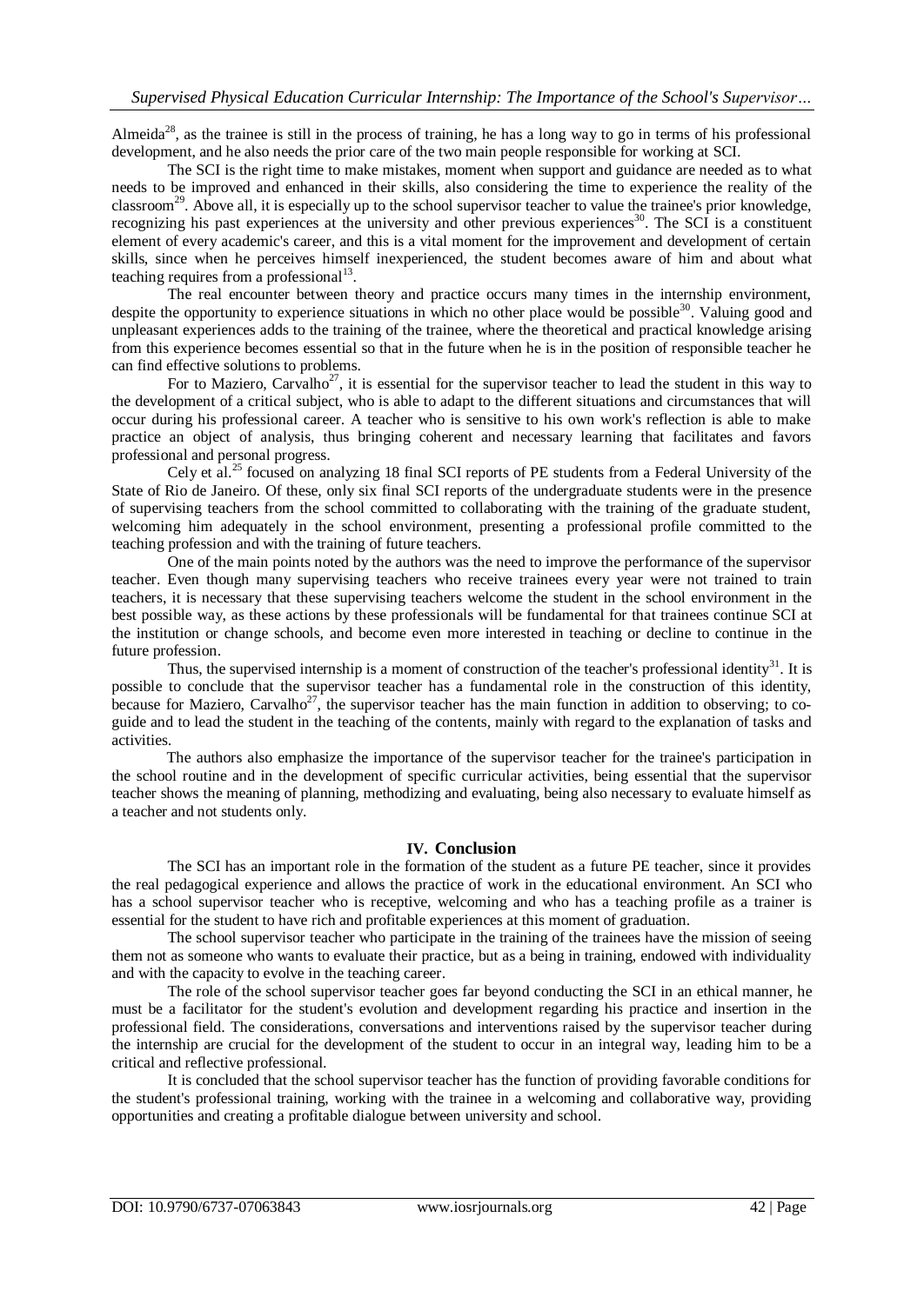Almeida[28], as the trainee is still in the process of training, he has a long way to go in terms of his professional development, and he also needs the prior care of the two main people responsible for working at SCI.

The SCI is the right time to make mistakes, moment when support and guidance are needed as to what needs to be improved and enhanced in their skills, also considering the time to experience the reality of the classroom[29]. Above all, it is especially up to the school supervisor teacher to value the trainee's prior knowledge, recognizing his past experiences at the university and other previous experiences[30]. The SCI is a constituent element of every academic's career, and this is a vital moment for the improvement and development of certain skills, since when he perceives himself inexperienced, the student becomes aware of him and about what teaching requires from a professional[13].

The real encounter between theory and practice occurs many times in the internship environment, despite the opportunity to experience situations in which no other place would be possible[30]. Valuing good and unpleasant experiences adds to the training of the trainee, where the theoretical and practical knowledge arising from this experience becomes essential so that in the future when he is in the position of responsible teacher he can find effective solutions to problems.

For to Maziero, Carvalho[27], it is essential for the supervisor teacher to lead the student in this way to the development of a critical subject, who is able to adapt to the different situations and circumstances that will occur during his professional career. A teacher who is sensitive to his own work's reflection is able to make practice an object of analysis, thus bringing coherent and necessary learning that facilitates and favors professional and personal progress.

Cely et al.[25] focused on analyzing 18 final SCI reports of PE students from a Federal University of the State of Rio de Janeiro. Of these, only six final SCI reports of the undergraduate students were in the presence of supervising teachers from the school committed to collaborating with the training of the graduate student, welcoming him adequately in the school environment, presenting a professional profile committed to the teaching profession and with the training of future teachers.

One of the main points noted by the authors was the need to improve the performance of the supervisor teacher. Even though many supervising teachers who receive trainees every year were not trained to train teachers, it is necessary that these supervising teachers welcome the student in the school environment in the best possible way, as these actions by these professionals will be fundamental for that trainees continue SCI at the institution or change schools, and become even more interested in teaching or decline to continue in the future profession.

Thus, the supervised internship is a moment of construction of the teacher's professional identity[31]. It is possible to conclude that the supervisor teacher has a fundamental role in the construction of this identity, because for Maziero, Carvalho[27], the supervisor teacher has the main function in addition to observing; to co-guide and to lead the student in the teaching of the contents, mainly with regard to the explanation of tasks and activities.

The authors also emphasize the importance of the supervisor teacher for the trainee's participation in the school routine and in the development of specific curricular activities, being essential that the supervisor teacher shows the meaning of planning, methodizing and evaluating, being also necessary to evaluate himself as a teacher and not students only.

## IV. Conclusion

The SCI has an important role in the formation of the student as a future PE teacher, since it provides the real pedagogical experience and allows the practice of work in the educational environment. An SCI who has a school supervisor teacher who is receptive, welcoming and who has a teaching profile as a trainer is essential for the student to have rich and profitable experiences at this moment of graduation.

The school supervisor teacher who participate in the training of the trainees have the mission of seeing them not as someone who wants to evaluate their practice, but as a being in training, endowed with individuality and with the capacity to evolve in the teaching career.

The role of the school supervisor teacher goes far beyond conducting the SCI in an ethical manner, he must be a facilitator for the student's evolution and development regarding his practice and insertion in the professional field. The considerations, conversations and interventions raised by the supervisor teacher during the internship are crucial for the development of the student to occur in an integral way, leading him to be a critical and reflective professional.

It is concluded that the school supervisor teacher has the function of providing favorable conditions for the student's professional training, working with the trainee in a welcoming and collaborative way, providing opportunities and creating a profitable dialogue between university and school.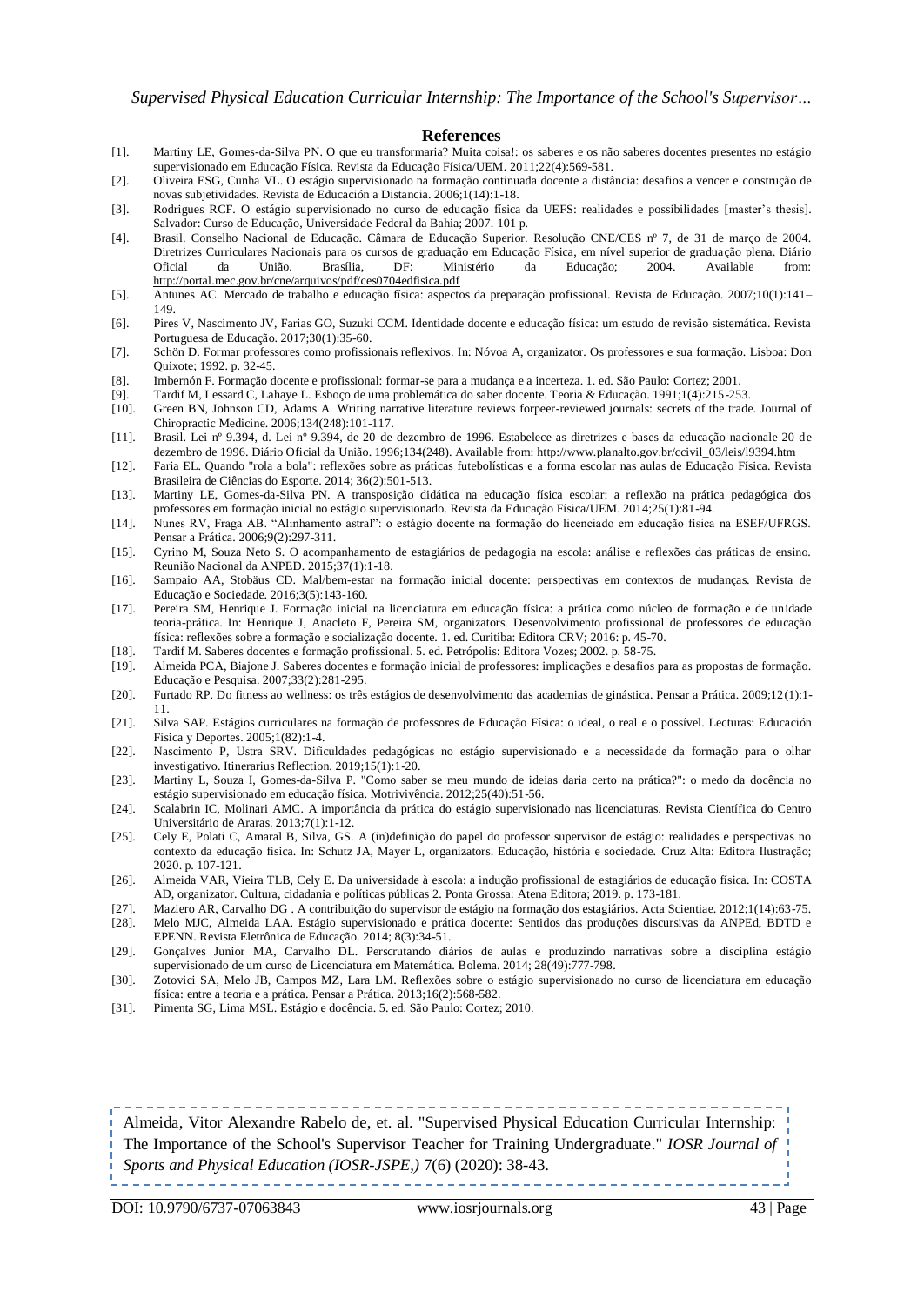## References

[1]. Martiny LE, Gomes-da-Silva PN. O que eu transformaria? Muita coisa!: os saberes e os não saberes docentes presentes no estágio supervisionado em Educação Física. Revista da Educação Física/UEM. 2011;22(4):569-581.

[2]. Oliveira ESG, Cunha VL. O estágio supervisionado na formação continuada docente a distância: desafios a vencer e construção de novas subjetividades. Revista de Educación a Distancia. 2006;1(14):1-18.

[3]. Rodrigues RCF. O estágio supervisionado no curso de educação física da UEFS: realidades e possibilidades [master's thesis]. Salvador: Curso de Educação, Universidade Federal da Bahia; 2007. 101 p.

[4]. Brasil. Conselho Nacional de Educação. Câmara de Educação Superior. Resolução CNE/CES nº 7, de 31 de março de 2004. Diretrizes Curriculares Nacionais para os cursos de graduação em Educação Física, em nível superior de graduação plena. Diário Oficial da União. Brasília, DF: Ministério da Educação; 2004. Available from: http://portal.mec.gov.br/cne/arquivos/pdf/ces0704edfisica.pdf

[5]. Antunes AC. Mercado de trabalho e educação física: aspectos da preparação profissional. Revista de Educação. 2007;10(1):141–149.

[6]. Pires V, Nascimento JV, Farias GO, Suzuki CCM. Identidade docente e educação física: um estudo de revisão sistemática. Revista Portuguesa de Educação. 2017;30(1):35-60.

[7]. Schön D. Formar professores como profissionais reflexivos. In: Nóvoa A, organizator. Os professores e sua formação. Lisboa: Don Quixote; 1992. p. 32-45.

[8]. Imbernón F. Formação docente e profissional: formar-se para a mudança e a incerteza. 1. ed. São Paulo: Cortez; 2001.

[9]. Tardif M, Lessard C, Lahaye L. Esboço de uma problemática do saber docente. Teoria & Educação. 1991;1(4):215-253.

[10]. Green BN, Johnson CD, Adams A. Writing narrative literature reviews forpeer-reviewed journals: secrets of the trade. Journal of Chiropractic Medicine. 2006;134(248):101-117.

[11]. Brasil. Lei nº 9.394, d. Lei nº 9.394, de 20 de dezembro de 1996. Estabelece as diretrizes e bases da educação nacionale 20 de dezembro de 1996. Diário Oficial da União. 1996;134(248). Available from: http://www.planalto.gov.br/ccivil_03/leis/l9394.htm

[12]. Faria EL. Quando "rola a bola": reflexões sobre as práticas futebolísticas e a forma escolar nas aulas de Educação Física. Revista Brasileira de Ciências do Esporte. 2014; 36(2):501-513.

[13]. Martiny LE, Gomes-da-Silva PN. A transposição didática na educação física escolar: a reflexão na prática pedagógica dos professores em formação inicial no estágio supervisionado. Revista da Educação Física/UEM. 2014;25(1):81-94.

[14]. Nunes RV, Fraga AB. "Alinhamento astral": o estágio docente na formação do licenciado em educação física na ESEF/UFRGS. Pensar a Prática. 2006;9(2):297-311.

[15]. Cyrino M, Souza Neto S. O acompanhamento de estagiários de pedagogia na escola: análise e reflexões das práticas de ensino. Reunião Nacional da ANPED. 2015;37(1):1-18.

[16]. Sampaio AA, Stobäus CD. Mal/bem-estar na formação inicial docente: perspectivas em contextos de mudanças. Revista de Educação e Sociedade. 2016;3(5):143-160.

[17]. Pereira SM, Henrique J. Formação inicial na licenciatura em educação física: a prática como núcleo de formação e de unidade teoria-prática. In: Henrique J, Anacleto F, Pereira SM, organizators. Desenvolvimento profissional de professores de educação física: reflexões sobre a formação e socialização docente. 1. ed. Curitiba: Editora CRV; 2016: p. 45-70.

[18]. Tardif M. Saberes docentes e formação profissional. 5. ed. Petrópolis: Editora Vozes; 2002. p. 58-75.

[19]. Almeida PCA, Biajone J. Saberes docentes e formação inicial de professores: implicações e desafios para as propostas de formação. Educação e Pesquisa. 2007;33(2):281-295.

[20]. Furtado RP. Do fitness ao wellness: os três estágios de desenvolvimento das academias de ginástica. Pensar a Prática. 2009;12(1):1-11.

[21]. Silva SAP. Estágios curriculares na formação de professores de Educação Física: o ideal, o real e o possível. Lecturas: Educación Física y Deportes. 2005;1(82):1-4.

[22]. Nascimento P, Ustra SRV. Dificuldades pedagógicas no estágio supervisionado e a necessidade da formação para o olhar investigativo. Itinerarius Reflection. 2019;15(1):1-20.

[23]. Martiny L, Souza I, Gomes-da-Silva P. "Como saber se meu mundo de ideias daria certo na prática?": o medo da docência no estágio supervisionado em educação física. Motrivivência. 2012;25(40):51-56.

[24]. Scalabrin IC, Molinari AMC. A importância da prática do estágio supervisionado nas licenciaturas. Revista Científica do Centro Universitário de Araras. 2013;7(1):1-12.

[25]. Cely E, Polati C, Amaral B, Silva, GS. A (in)definição do papel do professor supervisor de estágio: realidades e perspectivas no contexto da educação física. In: Schutz JA, Mayer L, organizators. Educação, história e sociedade. Cruz Alta: Editora Ilustração; 2020. p. 107-121.

[26]. Almeida VAR, Vieira TLB, Cely E. Da universidade à escola: a indução profissional de estagiários de educação física. In: COSTA AD, organizator. Cultura, cidadania e políticas públicas 2. Ponta Grossa: Atena Editora; 2019. p. 173-181.

[27]. Maziero AR, Carvalho DG . A contribuição do supervisor de estágio na formação dos estagiários. Acta Scientiae. 2012;1(14):63-75.

[28]. Melo MJC, Almeida LAA. Estágio supervisionado e prática docente: Sentidos das produções discursivas da ANPEd, BDTD e EPENN. Revista Eletrônica de Educação. 2014; 8(3):34-51.

[29]. Gonçalves Junior MA, Carvalho DL. Perscrutando diários de aulas e produzindo narrativas sobre a disciplina estágio supervisionado de um curso de Licenciatura em Matemática. Bolema. 2014; 28(49):777-798.

[30]. Zotovici SA, Melo JB, Campos MZ, Lara LM. Reflexões sobre o estágio supervisionado no curso de licenciatura em educação física: entre a teoria e a prática. Pensar a Prática. 2013;16(2):568-582.

[31]. Pimenta SG, Lima MSL. Estágio e docência. 5. ed. São Paulo: Cortez; 2010.

---

Almeida, Vitor Alexandre Rabelo de, et. al. "Supervised Physical Education Curricular Internship: The Importance of the School's Supervisor Teacher for Training Undergraduate." *IOSR Journal of Sports and Physical Education (IOSR-JSPE,)* 7(6) (2020): 38-43.